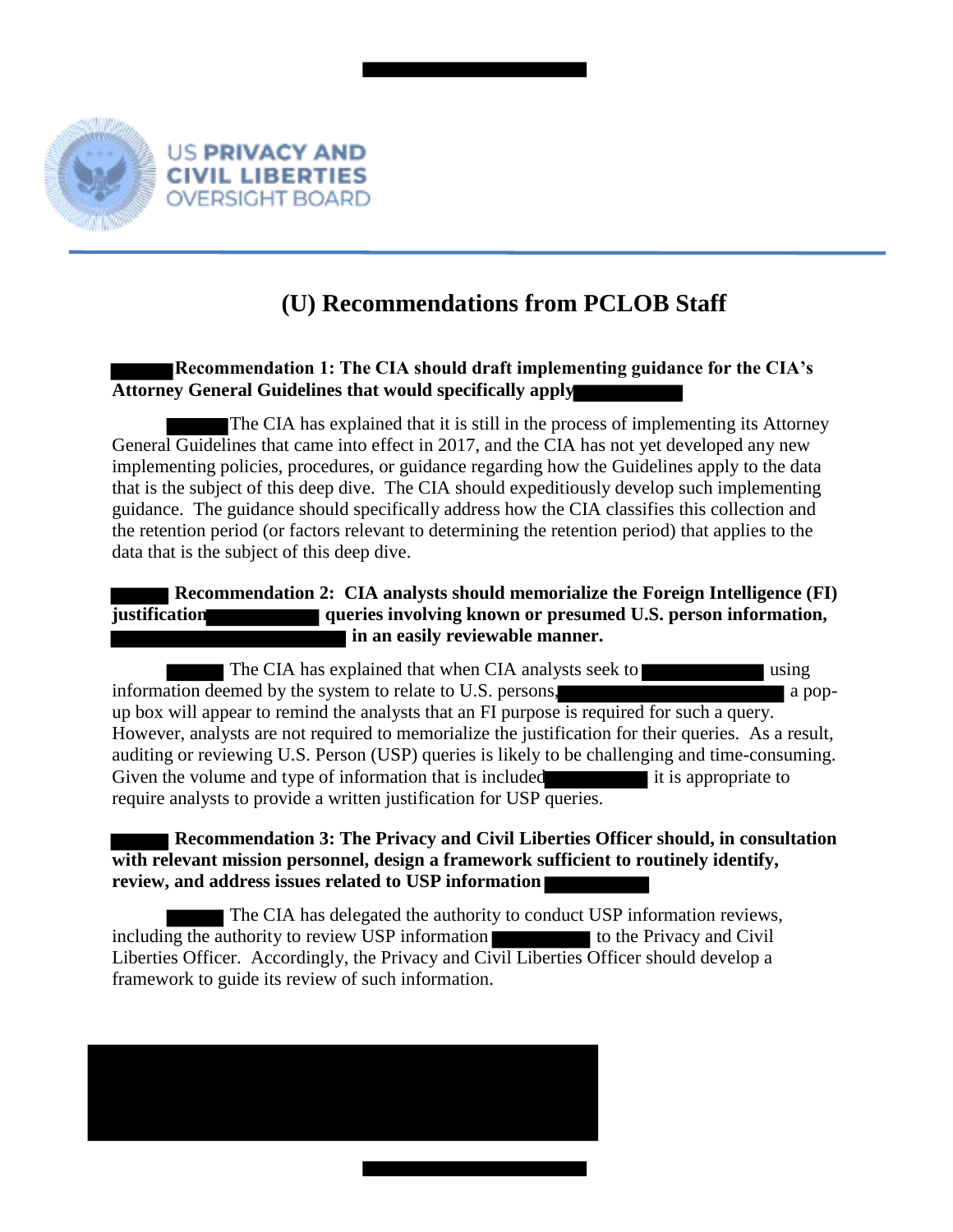US PRIVACY AND CIVIL LIBERTIES OVERSIGHT BOARD

# (U) Recommendations from PCLOB Staff

**Recommendation 1: The CIA should draft implementing guidance for the CIA's Attorney General Guidelines that would specifically apply**

The CIA has explained that it is still in the process of implementing its Attorney General Guidelines that came into effect in 2017, and the CIA has not yet developed any new implementing policies, procedures, or guidance regarding how the Guidelines apply to the data that is the subject of this deep dive. The CIA should expeditiously develop such implementing guidance. The guidance should specifically address how the CIA classifies this collection and the retention period (or factors relevant to determining the retention period) that applies to the data that is the subject of this deep dive.

**Recommendation 2: CIA analysts should memorialize the Foreign Intelligence (FI) justification queries involving known or presumed U.S. person information, in an easily reviewable manner.**

The CIA has explained that when CIA analysts seek to using information deemed by the system to relate to U.S. persons, a pop-up box will appear to remind the analysts that an FI purpose is required for such a query. However, analysts are not required to memorialize the justification for their queries. As a result, auditing or reviewing U.S. Person (USP) queries is likely to be challenging and time-consuming. Given the volume and type of information that is included it is appropriate to require analysts to provide a written justification for USP queries.

**Recommendation 3: The Privacy and Civil Liberties Officer should, in consultation with relevant mission personnel, design a framework sufficient to routinely identify, review, and address issues related to USP information**

The CIA has delegated the authority to conduct USP information reviews, including the authority to review USP information to the Privacy and Civil Liberties Officer. Accordingly, the Privacy and Civil Liberties Officer should develop a framework to guide its review of such information.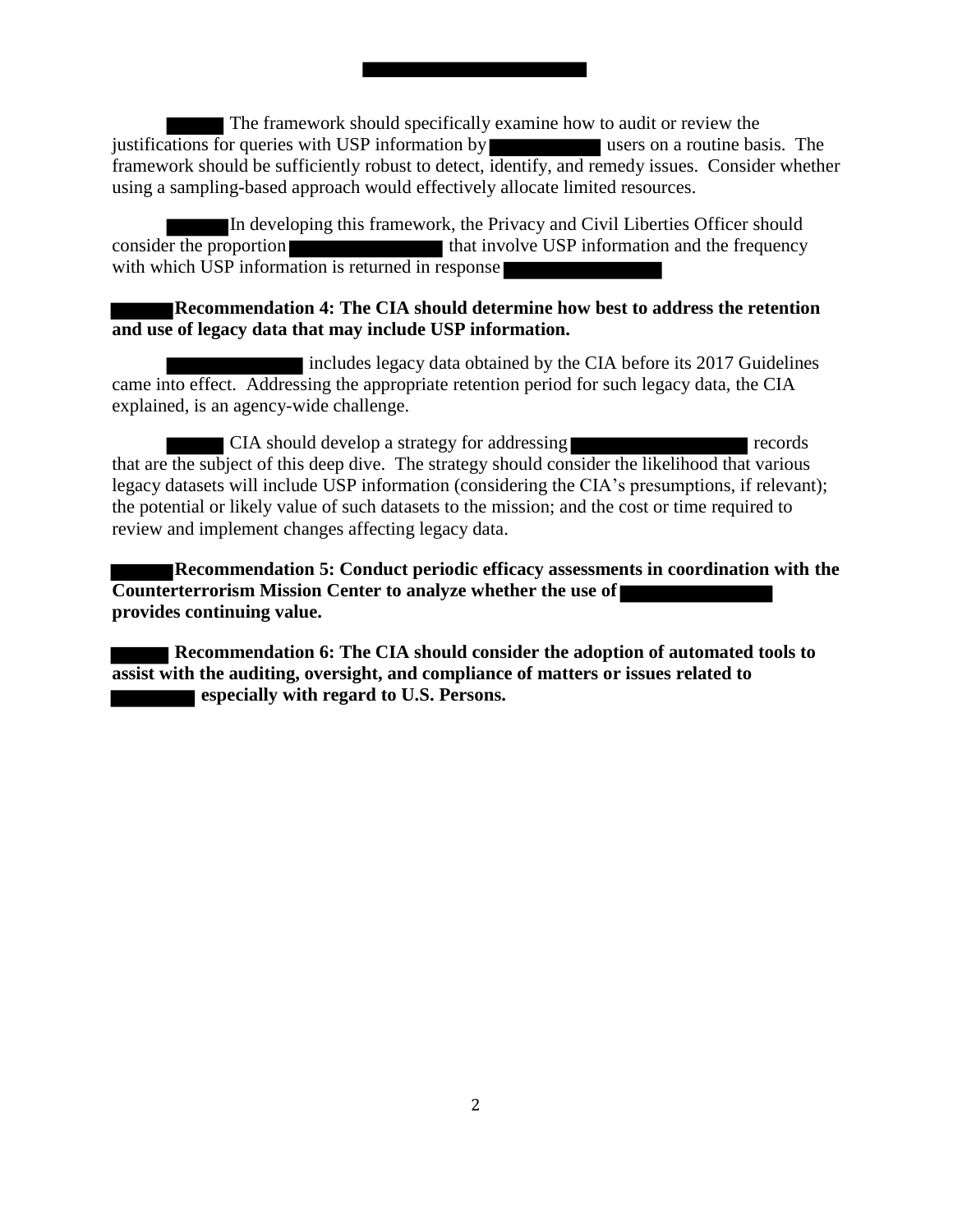The framework should specifically examine how to audit or review the justifications for queries with USP information by users on a routine basis. The framework should be sufficiently robust to detect, identify, and remedy issues. Consider whether using a sampling-based approach would effectively allocate limited resources.

In developing this framework, the Privacy and Civil Liberties Officer should consider the proportion that involve USP information and the frequency with which USP information is returned in response

**Recommendation 4: The CIA should determine how best to address the retention and use of legacy data that may include USP information.**

includes legacy data obtained by the CIA before its 2017 Guidelines came into effect. Addressing the appropriate retention period for such legacy data, the CIA explained, is an agency-wide challenge.

CIA should develop a strategy for addressing records that are the subject of this deep dive. The strategy should consider the likelihood that various legacy datasets will include USP information (considering the CIA's presumptions, if relevant); the potential or likely value of such datasets to the mission; and the cost or time required to review and implement changes affecting legacy data.

**Recommendation 5: Conduct periodic efficacy assessments in coordination with the Counterterrorism Mission Center to analyze whether the use of provides continuing value.**

**Recommendation 6: The CIA should consider the adoption of automated tools to assist with the auditing, oversight, and compliance of matters or issues related to especially with regard to U.S. Persons.**